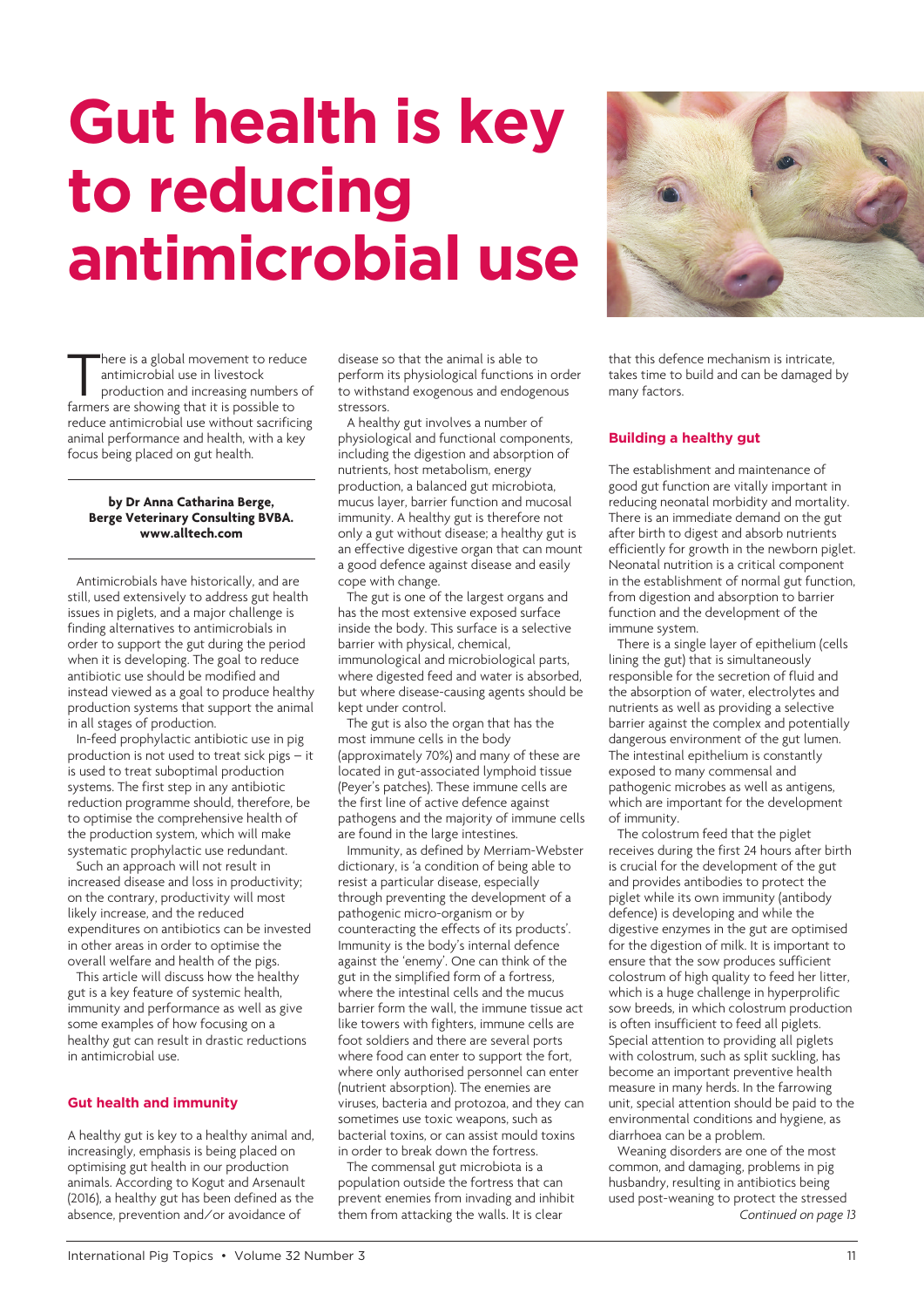# Gut health is key to reducing antimicrobial use

There is a global movement to reduce antimicrobial use in livestock production and increasing numbers of farmers are showing that it is possible to reduce antimicrobial use without sacrificing animal performance and health, with a key focus being placed on gut health.

**by Dr Anna Catharina Berge, Berge Veterinary Consulting BVBA. www.alltech.com**

Antimicrobials have historically, and are still, used extensively to address gut health issues in piglets, and a major challenge is finding alternatives to antimicrobials in order to support the gut during the period when it is developing. The goal to reduce antibiotic use should be modified and instead viewed as a goal to produce healthy production systems that support the animal in all stages of production.

In-feed prophylactic antibiotic use in pig production is not used to treat sick pigs – it is used to treat suboptimal production systems. The first step in any antibiotic reduction programme should, therefore, be to optimise the comprehensive health of the production system, which will make systematic prophylactic use redundant.

Such an approach will not result in increased disease and loss in productivity; on the contrary, productivity will most likely increase, and the reduced expenditures on antibiotics can be invested in other areas in order to optimise the overall welfare and health of the pigs.

This article will discuss how the healthy gut is a key feature of systemic health, immunity and performance as well as give some examples of how focusing on a healthy gut can result in drastic reductions in antimicrobial use.

## Gut health and immunity

A healthy gut is key to a healthy animal and, increasingly, emphasis is being placed on optimising gut health in our production animals. According to Kogut and Arsenault (2016), a healthy gut has been defined as the absence, prevention and/or avoidance of disease so that the animal is able to perform its physiological functions in order to withstand exogenous and endogenous stressors.

A healthy gut involves a number of physiological and functional components, including the digestion and absorption of nutrients, host metabolism, energy production, a balanced gut microbiota, mucus layer, barrier function and mucosal immunity. A healthy gut is therefore not only a gut without disease; a healthy gut is an effective digestive organ that can mount a good defence against disease and easily cope with change.

The gut is one of the largest organs and has the most extensive exposed surface inside the body. This surface is a selective barrier with physical, chemical, immunological and microbiological parts, where digested feed and water is absorbed, but where disease-causing agents should be kept under control.

The gut is also the organ that has the most immune cells in the body (approximately 70%) and many of these are located in gut-associated lymphoid tissue (Peyer's patches). These immune cells are the first line of active defence against pathogens and the majority of immune cells are found in the large intestines.

Immunity, as defined by Merriam-Webster dictionary, is 'a condition of being able to resist a particular disease, especially through preventing the development of a pathogenic micro-organism or by counteracting the effects of its products'. Immunity is the body's internal defence against the 'enemy'. One can think of the gut in the simplified form of a fortress, where the intestinal cells and the mucus barrier form the wall, the immune tissue act like towers with fighters, immune cells are foot soldiers and there are several ports where food can enter to support the fort, where only authorised personnel can enter (nutrient absorption). The enemies are viruses, bacteria and protozoa, and they can sometimes use toxic weapons, such as bacterial toxins, or can assist mould toxins in order to break down the fortress.

The commensal gut microbiota is a population outside the fortress that can prevent enemies from invading and inhibit them from attacking the walls. It is clear that this defence mechanism is intricate, takes time to build and can be damaged by many factors.

## Building a healthy gut

The establishment and maintenance of good gut function are vitally important in reducing neonatal morbidity and mortality. There is an immediate demand on the gut after birth to digest and absorb nutrients efficiently for growth in the newborn piglet. Neonatal nutrition is a critical component in the establishment of normal gut function, from digestion and absorption to barrier function and the development of the immune system.

There is a single layer of epithelium (cells lining the gut) that is simultaneously responsible for the secretion of fluid and the absorption of water, electrolytes and nutrients as well as providing a selective barrier against the complex and potentially dangerous environment of the gut lumen. The intestinal epithelium is constantly exposed to many commensal and pathogenic microbes as well as antigens, which are important for the development of immunity.

The colostrum feed that the piglet receives during the first 24 hours after birth is crucial for the development of the gut and provides antibodies to protect the piglet while its own immunity (antibody defence) is developing and while the digestive enzymes in the gut are optimised for the digestion of milk. It is important to ensure that the sow produces sufficient colostrum of high quality to feed her litter, which is a huge challenge in hyperprolific sow breeds, in which colostrum production is often insufficient to feed all piglets. Special attention to providing all piglets with colostrum, such as split suckling, has become an important preventive health measure in many herds. In the farrowing unit, special attention should be paid to the environmental conditions and hygiene, as diarrhoea can be a problem.

Weaning disorders are one of the most common, and damaging, problems in pig husbandry, resulting in antibiotics being used post-weaning to protect the stressed

*Continued on page 13*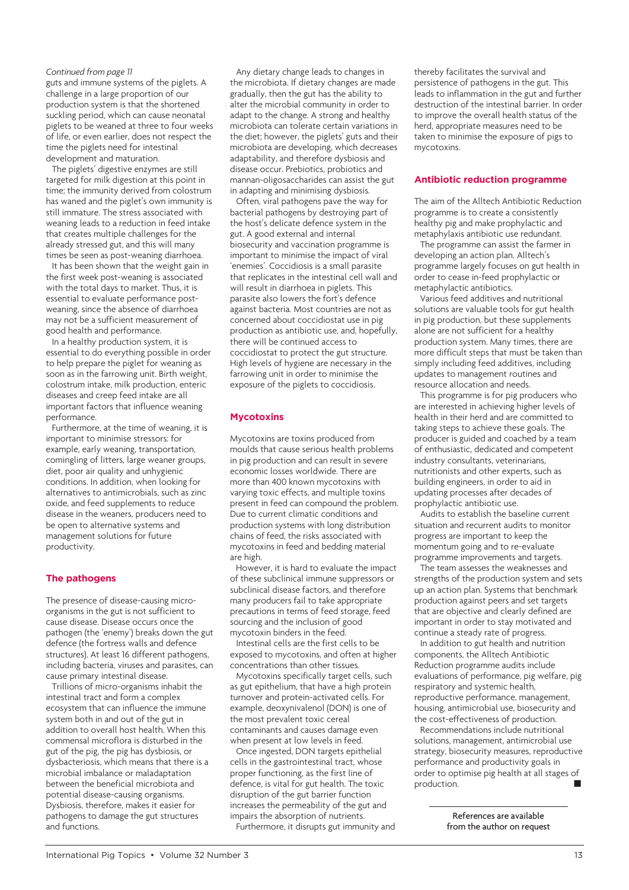*Continued from page 11*

guts and immune systems of the piglets. A challenge in a large proportion of our production system is that the shortened suckling period, which can cause neonatal piglets to be weaned at three to four weeks of life, or even earlier, does not respect the time the piglets need for intestinal development and maturation.

The piglets' digestive enzymes are still targeted for milk digestion at this point in time; the immunity derived from colostrum has waned and the piglet's own immunity is still immature. The stress associated with weaning leads to a reduction in feed intake that creates multiple challenges for the already stressed gut, and this will many times be seen as post-weaning diarrhoea.

It has been shown that the weight gain in the first week post-weaning is associated with the total days to market. Thus, it is essential to evaluate performance post-weaning, since the absence of diarrhoea may not be a sufficient measurement of good health and performance.

In a healthy production system, it is essential to do everything possible in order to help prepare the piglet for weaning as soon as in the farrowing unit. Birth weight, colostrum intake, milk production, enteric diseases and creep feed intake are all important factors that influence weaning performance.

Furthermore, at the time of weaning, it is important to minimise stressors: for example, early weaning, transportation, comingling of litters, large weaner groups, diet, poor air quality and unhygienic conditions. In addition, when looking for alternatives to antimicrobials, such as zinc oxide, and feed supplements to reduce disease in the weaners, producers need to be open to alternative systems and management solutions for future productivity.

## The pathogens

The presence of disease-causing micro-organisms in the gut is not sufficient to cause disease. Disease occurs once the pathogen (the 'enemy') breaks down the gut defence (the fortress walls and defence structures). At least 16 different pathogens, including bacteria, viruses and parasites, can cause primary intestinal disease.

Trillions of micro-organisms inhabit the intestinal tract and form a complex ecosystem that can influence the immune system both in and out of the gut in addition to overall host health. When this commensal microflora is disturbed in the gut of the pig, the pig has dysbiosis, or dysbacteriosis, which means that there is a microbial imbalance or maladaptation between the beneficial microbiota and potential disease-causing organisms. Dysbiosis, therefore, makes it easier for pathogens to damage the gut structures and functions.

Any dietary change leads to changes in the microbiota. If dietary changes are made gradually, then the gut has the ability to alter the microbial community in order to adapt to the change. A strong and healthy microbiota can tolerate certain variations in the diet; however, the piglets' guts and their microbiota are developing, which decreases adaptability, and therefore dysbiosis and disease occur. Prebiotics, probiotics and mannan-oligosaccharides can assist the gut in adapting and minimising dysbiosis.

Often, viral pathogens pave the way for bacterial pathogens by destroying part of the host's delicate defence system in the gut. A good external and internal biosecurity and vaccination programme is important to minimise the impact of viral 'enemies'. Coccidiosis is a small parasite that replicates in the intestinal cell wall and will result in diarrhoea in piglets. This parasite also lowers the fort's defence against bacteria. Most countries are not as concerned about coccidiostat use in pig production as antibiotic use, and, hopefully, there will be continued access to coccidiostat to protect the gut structure. High levels of hygiene are necessary in the farrowing unit in order to minimise the exposure of the piglets to coccidiosis.

## Mycotoxins

Mycotoxins are toxins produced from moulds that cause serious health problems in pig production and can result in severe economic losses worldwide. There are more than 400 known mycotoxins with varying toxic effects, and multiple toxins present in feed can compound the problem. Due to current climatic conditions and production systems with long distribution chains of feed, the risks associated with mycotoxins in feed and bedding material are high.

However, it is hard to evaluate the impact of these subclinical immune suppressors or subclinical disease factors, and therefore many producers fail to take appropriate precautions in terms of feed storage, feed sourcing and the inclusion of good mycotoxin binders in the feed.

Intestinal cells are the first cells to be exposed to mycotoxins, and often at higher concentrations than other tissues.

Mycotoxins specifically target cells, such as gut epithelium, that have a high protein turnover and protein-activated cells. For example, deoxynivalenol (DON) is one of the most prevalent toxic cereal contaminants and causes damage even when present at low levels in feed.

Once ingested, DON targets epithelial cells in the gastrointestinal tract, whose proper functioning, as the first line of defence, is vital for gut health. The toxic disruption of the gut barrier function increases the permeability of the gut and impairs the absorption of nutrients.

Furthermore, it disrupts gut immunity and thereby facilitates the survival and persistence of pathogens in the gut. This leads to inflammation in the gut and further destruction of the intestinal barrier. In order to improve the overall health status of the herd, appropriate measures need to be taken to minimise the exposure of pigs to mycotoxins.

## Antibiotic reduction programme

The aim of the Alltech Antibiotic Reduction programme is to create a consistently healthy pig and make prophylactic and metaphylaxis antibiotic use redundant.

The programme can assist the farmer in developing an action plan. Alltech's programme largely focuses on gut health in order to cease in-feed prophylactic or metaphylactic antibiotics.

Various feed additives and nutritional solutions are valuable tools for gut health in pig production, but these supplements alone are not sufficient for a healthy production system. Many times, there are more difficult steps that must be taken than simply including feed additives, including updates to management routines and resource allocation and needs.

This programme is for pig producers who are interested in achieving higher levels of health in their herd and are committed to taking steps to achieve these goals. The producer is guided and coached by a team of enthusiastic, dedicated and competent industry consultants, veterinarians, nutritionists and other experts, such as building engineers, in order to aid in updating processes after decades of prophylactic antibiotic use.

Audits to establish the baseline current situation and recurrent audits to monitor progress are important to keep the momentum going and to re-evaluate programme improvements and targets.

The team assesses the weaknesses and strengths of the production system and sets up an action plan. Systems that benchmark production against peers and set targets that are objective and clearly defined are important in order to stay motivated and continue a steady rate of progress.

In addition to gut health and nutrition components, the Alltech Antibiotic Reduction programme audits include evaluations of performance, pig welfare, pig respiratory and systemic health, reproductive performance, management, housing, antimicrobial use, biosecurity and the cost-effectiveness of production.

Recommendations include nutritional solutions, management, antimicrobial use strategy, biosecurity measures, reproductive performance and productivity goals in order to optimise pig health at all stages of production. ■

References are available from the author on request